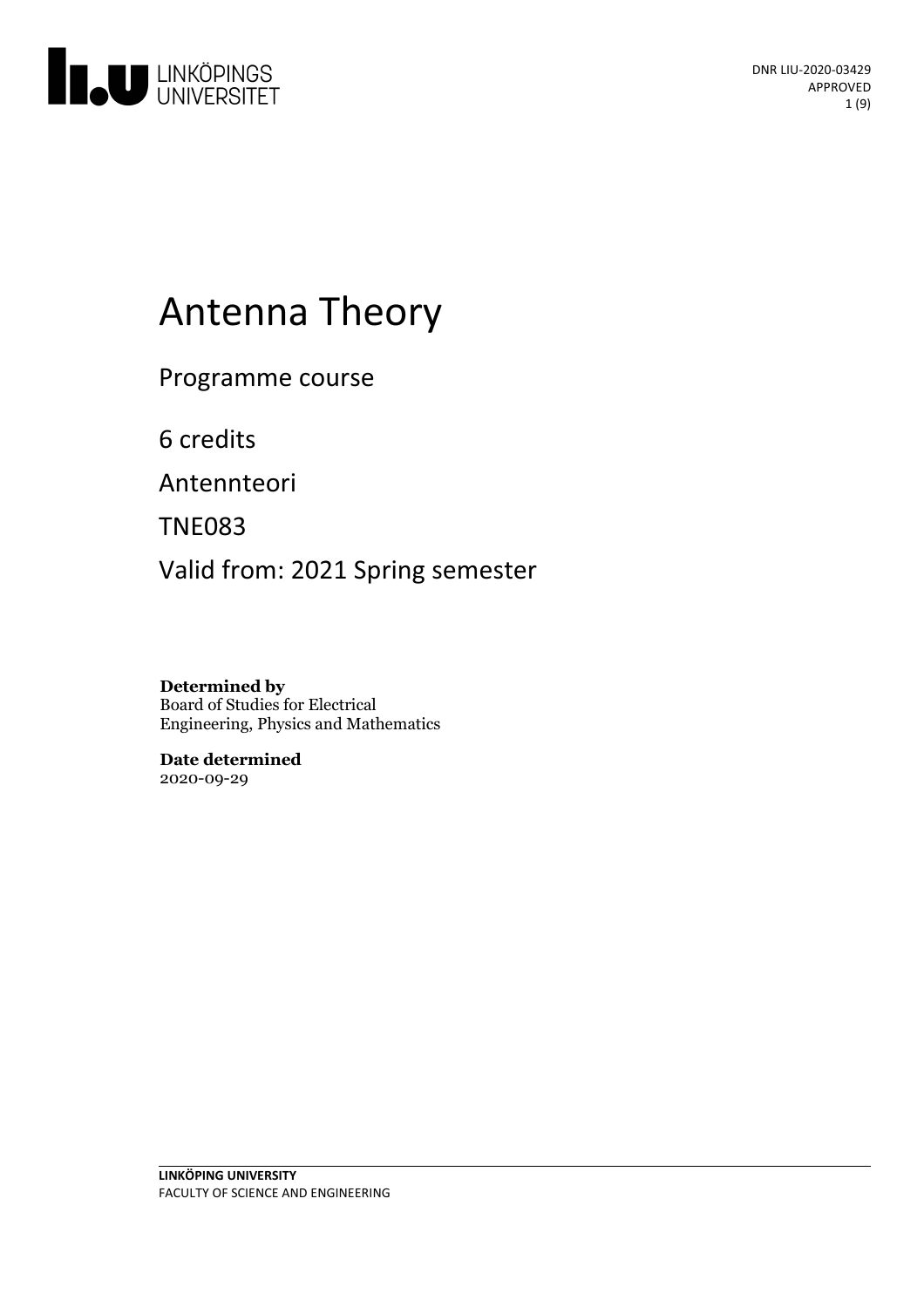DNR LIU-2020-03429
APPROVED

# Antenna Theory

Programme course

6 credits

Antennteori

TNE083

Valid from: 2021 Spring semester

**Determined by**
Board of Studies for Electrical Engineering, Physics and Mathematics

**Date determined**
2020-09-29

**LINKÖPING UNIVERSITY**
FACULTY OF SCIENCE AND ENGINEERING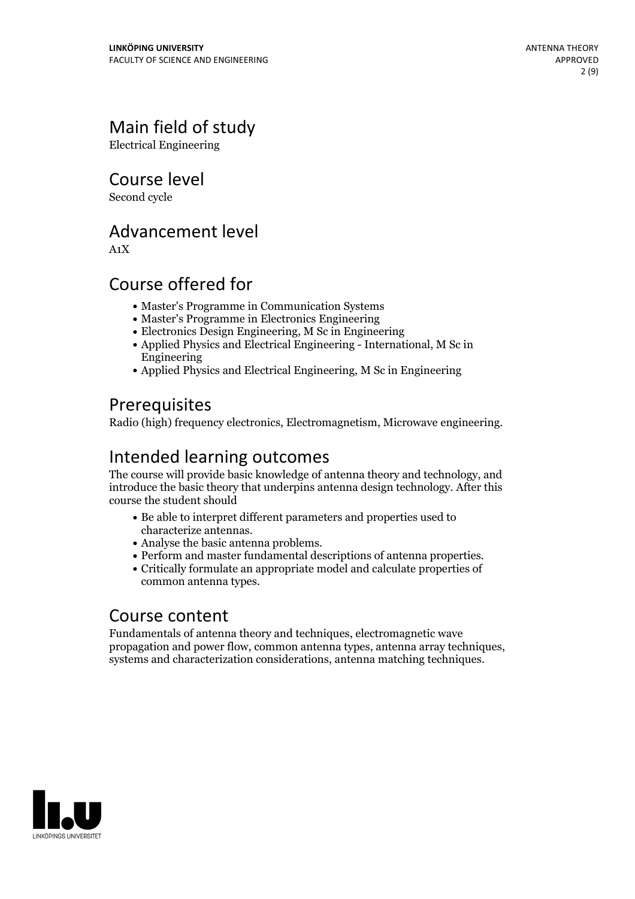## Main field of study

Electrical Engineering

## Course level

Second cycle

## Advancement level

A1X

## Course offered for

- Master's Programme in Communication Systems
- Master's Programme in Electronics Engineering
- Electronics Design Engineering, M Sc in Engineering
- Applied Physics and Electrical Engineering - International, M Sc in Engineering
- Applied Physics and Electrical Engineering, M Sc in Engineering

## Prerequisites

Radio (high) frequency electronics, Electromagnetism, Microwave engineering.

## Intended learning outcomes

The course will provide basic knowledge of antenna theory and technology, and introduce the basic theory that underpins antenna design technology. After this course the student should

- Be able to interpret different parameters and properties used to characterize antennas.
- Analyse the basic antenna problems.
- Perform and master fundamental descriptions of antenna properties.
- Critically formulate an appropriate model and calculate properties of common antenna types.

## Course content

Fundamentals of antenna theory and techniques, electromagnetic wave propagation and power flow, common antenna types, antenna array techniques, systems and characterization considerations, antenna matching techniques.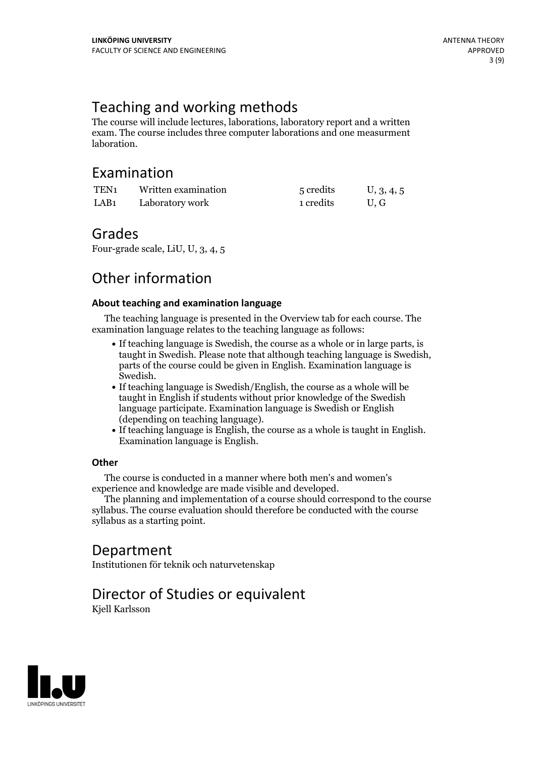## Teaching and working methods

The course will include lectures, laborations, laboratory report and a written exam. The course includes three computer laborations and one measurment laboration.

## Examination

| | | | |
|---|---|---|---|
| TEN1 | Written examination | 5 credits | U, 3, 4, 5 |
| LAB1 | Laboratory work | 1 credits | U, G |

## Grades

Four-grade scale, LiU, U, 3, 4, 5

## Other information

### About teaching and examination language

The teaching language is presented in the Overview tab for each course. The examination language relates to the teaching language as follows:

- If teaching language is Swedish, the course as a whole or in large parts, is taught in Swedish. Please note that although teaching language is Swedish, parts of the course could be given in English. Examination language is Swedish.
- If teaching language is Swedish/English, the course as a whole will be taught in English if students without prior knowledge of the Swedish language participate. Examination language is Swedish or English (depending on teaching language).
- If teaching language is English, the course as a whole is taught in English. Examination language is English.

### Other

The course is conducted in a manner where both men's and women's experience and knowledge are made visible and developed.

The planning and implementation of a course should correspond to the course syllabus. The course evaluation should therefore be conducted with the course syllabus as a starting point.

## Department

Institutionen för teknik och naturvetenskap

## Director of Studies or equivalent

Kjell Karlsson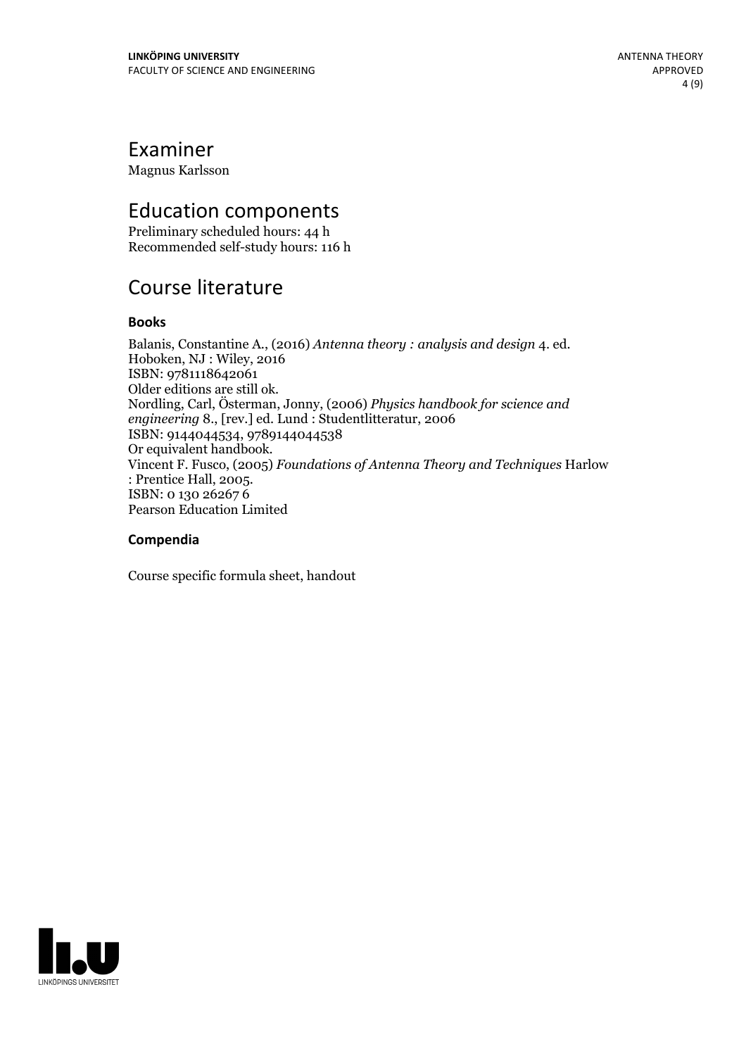# Examiner

Magnus Karlsson

# Education components

Preliminary scheduled hours: 44 h
Recommended self-study hours: 116 h

# Course literature

### Books

Balanis, Constantine A., (2016) *Antenna theory : analysis and design* 4. ed.
Hoboken, NJ : Wiley, 2016
ISBN: 9781118642061
Older editions are still ok.
Nordling, Carl, Österman, Jonny, (2006) *Physics handbook for science and engineering* 8., [rev.] ed. Lund : Studentlitteratur, 2006
ISBN: 9144044534, 9789144044538
Or equivalent handbook.
Vincent F. Fusco, (2005) *Foundations of Antenna Theory and Techniques* Harlow : Prentice Hall, 2005.
ISBN: 0 130 26267 6
Pearson Education Limited

### Compendia

Course specific formula sheet, handout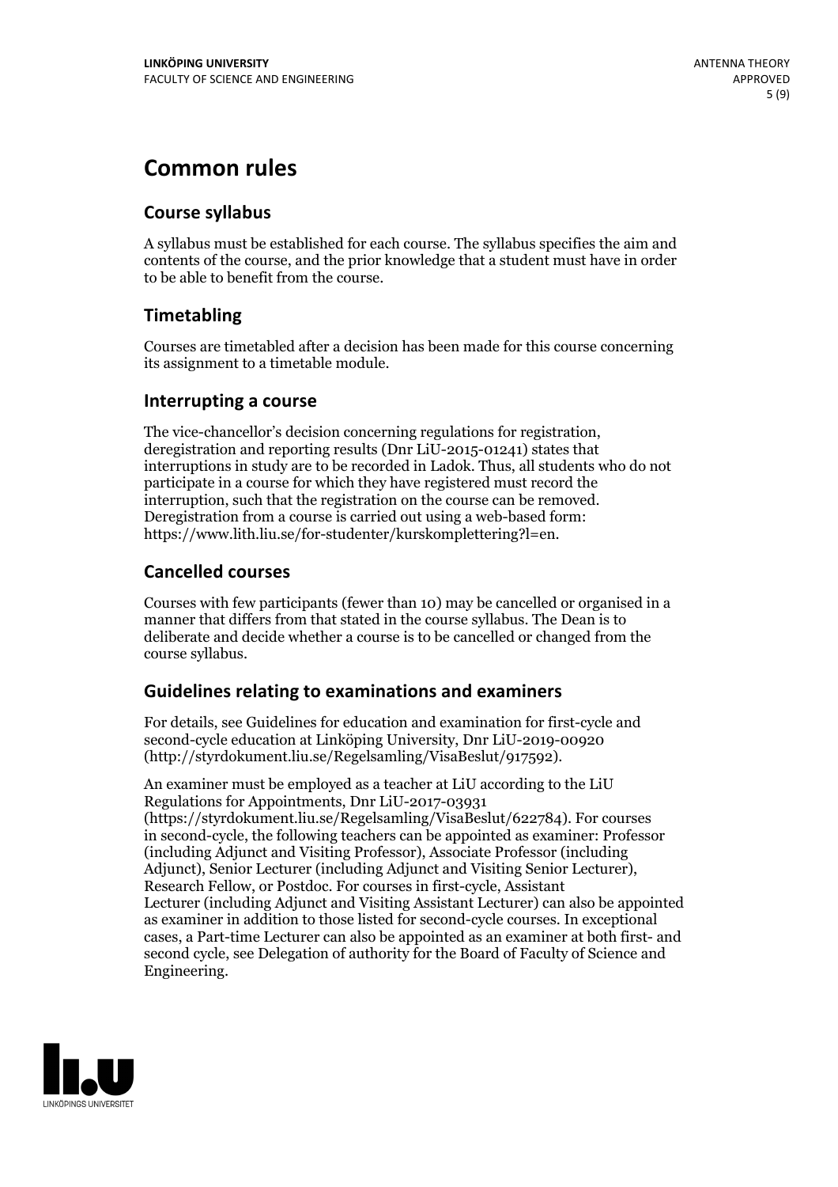# Common rules

## Course syllabus

A syllabus must be established for each course. The syllabus specifies the aim and contents of the course, and the prior knowledge that a student must have in order to be able to benefit from the course.

## Timetabling

Courses are timetabled after a decision has been made for this course concerning its assignment to a timetable module.

## Interrupting a course

The vice-chancellor's decision concerning regulations for registration, deregistration and reporting results (Dnr LiU-2015-01241) states that interruptions in study are to be recorded in Ladok. Thus, all students who do not participate in a course for which they have registered must record the interruption, such that the registration on the course can be removed. Deregistration from a course is carried out using a web-based form: https://www.lith.liu.se/for-studenter/kurskomplettering?l=en.

## Cancelled courses

Courses with few participants (fewer than 10) may be cancelled or organised in a manner that differs from that stated in the course syllabus. The Dean is to deliberate and decide whether a course is to be cancelled or changed from the course syllabus.

## Guidelines relating to examinations and examiners

For details, see Guidelines for education and examination for first-cycle and second-cycle education at Linköping University, Dnr LiU-2019-00920 (http://styrdokument.liu.se/Regelsamling/VisaBeslut/917592).

An examiner must be employed as a teacher at LiU according to the LiU Regulations for Appointments, Dnr LiU-2017-03931 (https://styrdokument.liu.se/Regelsamling/VisaBeslut/622784). For courses in second-cycle, the following teachers can be appointed as examiner: Professor (including Adjunct and Visiting Professor), Associate Professor (including Adjunct), Senior Lecturer (including Adjunct and Visiting Senior Lecturer), Research Fellow, or Postdoc. For courses in first-cycle, Assistant Lecturer (including Adjunct and Visiting Assistant Lecturer) can also be appointed as examiner in addition to those listed for second-cycle courses. In exceptional cases, a Part-time Lecturer can also be appointed as an examiner at both first- and second cycle, see Delegation of authority for the Board of Faculty of Science and Engineering.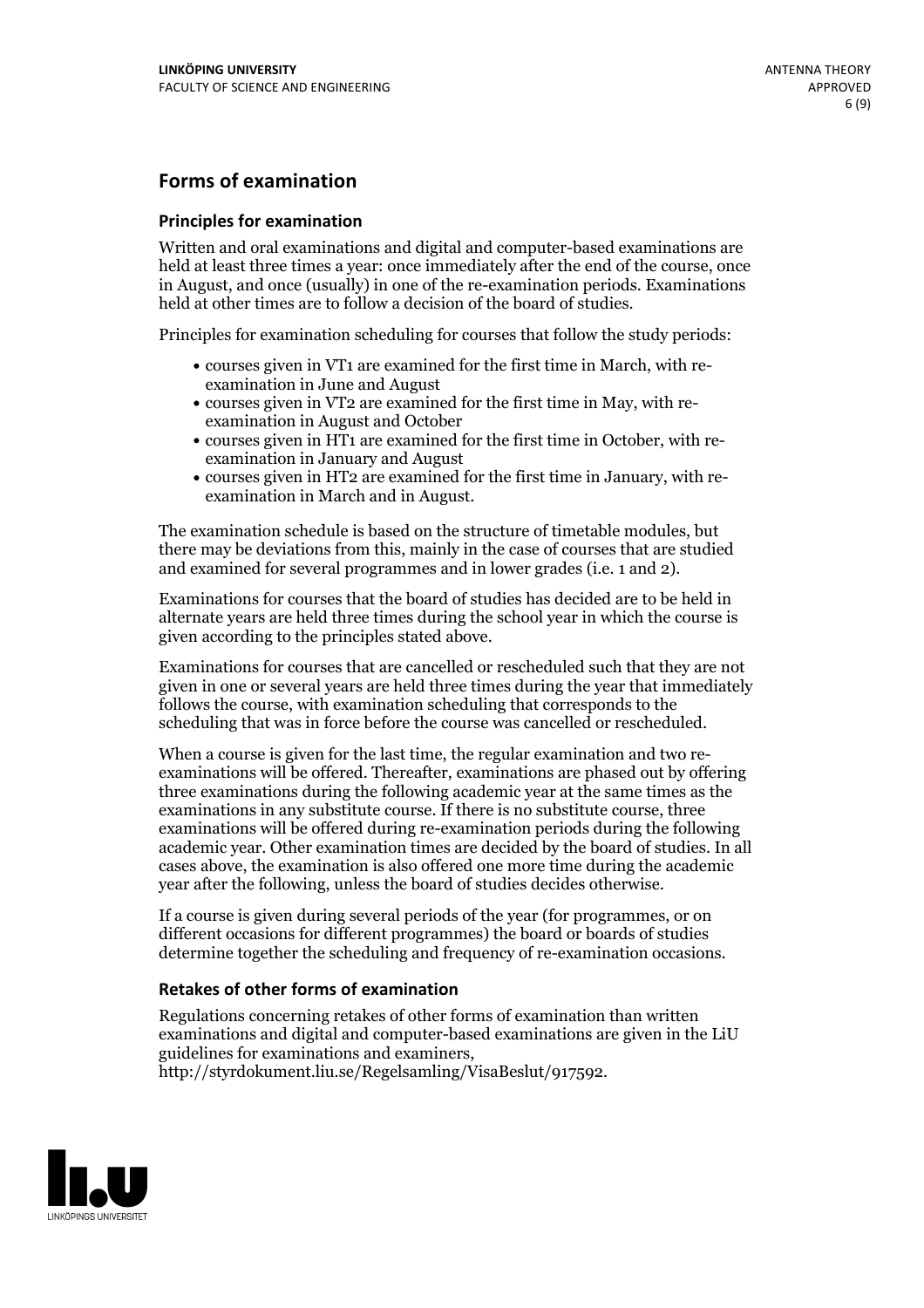## Forms of examination

### Principles for examination

Written and oral examinations and digital and computer-based examinations are held at least three times a year: once immediately after the end of the course, once in August, and once (usually) in one of the re-examination periods. Examinations held at other times are to follow a decision of the board of studies.

Principles for examination scheduling for courses that follow the study periods:

- courses given in VT1 are examined for the first time in March, with re-examination in June and August
- courses given in VT2 are examined for the first time in May, with re-examination in August and October
- courses given in HT1 are examined for the first time in October, with re-examination in January and August
- courses given in HT2 are examined for the first time in January, with re-examination in March and in August.

The examination schedule is based on the structure of timetable modules, but there may be deviations from this, mainly in the case of courses that are studied and examined for several programmes and in lower grades (i.e. 1 and 2).

Examinations for courses that the board of studies has decided are to be held in alternate years are held three times during the school year in which the course is given according to the principles stated above.

Examinations for courses that are cancelled or rescheduled such that they are not given in one or several years are held three times during the year that immediately follows the course, with examination scheduling that corresponds to the scheduling that was in force before the course was cancelled or rescheduled.

When a course is given for the last time, the regular examination and two re-examinations will be offered. Thereafter, examinations are phased out by offering three examinations during the following academic year at the same times as the examinations in any substitute course. If there is no substitute course, three examinations will be offered during re-examination periods during the following academic year. Other examination times are decided by the board of studies. In all cases above, the examination is also offered one more time during the academic year after the following, unless the board of studies decides otherwise.

If a course is given during several periods of the year (for programmes, or on different occasions for different programmes) the board or boards of studies determine together the scheduling and frequency of re-examination occasions.

### Retakes of other forms of examination

Regulations concerning retakes of other forms of examination than written examinations and digital and computer-based examinations are given in the LiU guidelines for examinations and examiners, http://styrdokument.liu.se/Regelsamling/VisaBeslut/917592.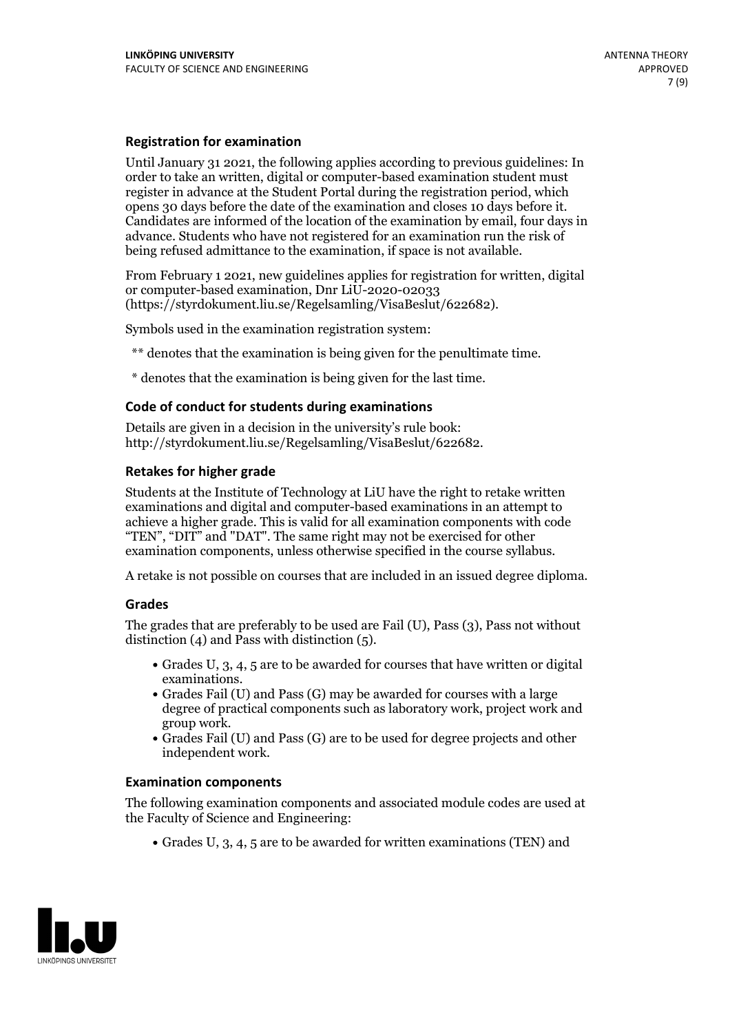### Registration for examination

Until January 31 2021, the following applies according to previous guidelines: In order to take an written, digital or computer-based examination student must register in advance at the Student Portal during the registration period, which opens 30 days before the date of the examination and closes 10 days before it. Candidates are informed of the location of the examination by email, four days in advance. Students who have not registered for an examination run the risk of being refused admittance to the examination, if space is not available.

From February 1 2021, new guidelines applies for registration for written, digital or computer-based examination, Dnr LiU-2020-02033 (https://styrdokument.liu.se/Regelsamling/VisaBeslut/622682).

Symbols used in the examination registration system:

** denotes that the examination is being given for the penultimate time.

* denotes that the examination is being given for the last time.

### Code of conduct for students during examinations

Details are given in a decision in the university's rule book: http://styrdokument.liu.se/Regelsamling/VisaBeslut/622682.

### Retakes for higher grade

Students at the Institute of Technology at LiU have the right to retake written examinations and digital and computer-based examinations in an attempt to achieve a higher grade. This is valid for all examination components with code "TEN", "DIT" and "DAT". The same right may not be exercised for other examination components, unless otherwise specified in the course syllabus.

A retake is not possible on courses that are included in an issued degree diploma.

### Grades

The grades that are preferably to be used are Fail (U), Pass (3), Pass not without distinction (4) and Pass with distinction (5).

- Grades U, 3, 4, 5 are to be awarded for courses that have written or digital examinations.
- Grades Fail (U) and Pass (G) may be awarded for courses with a large degree of practical components such as laboratory work, project work and group work.
- Grades Fail (U) and Pass (G) are to be used for degree projects and other independent work.

### Examination components

The following examination components and associated module codes are used at the Faculty of Science and Engineering:

- Grades U, 3, 4, 5 are to be awarded for written examinations (TEN) and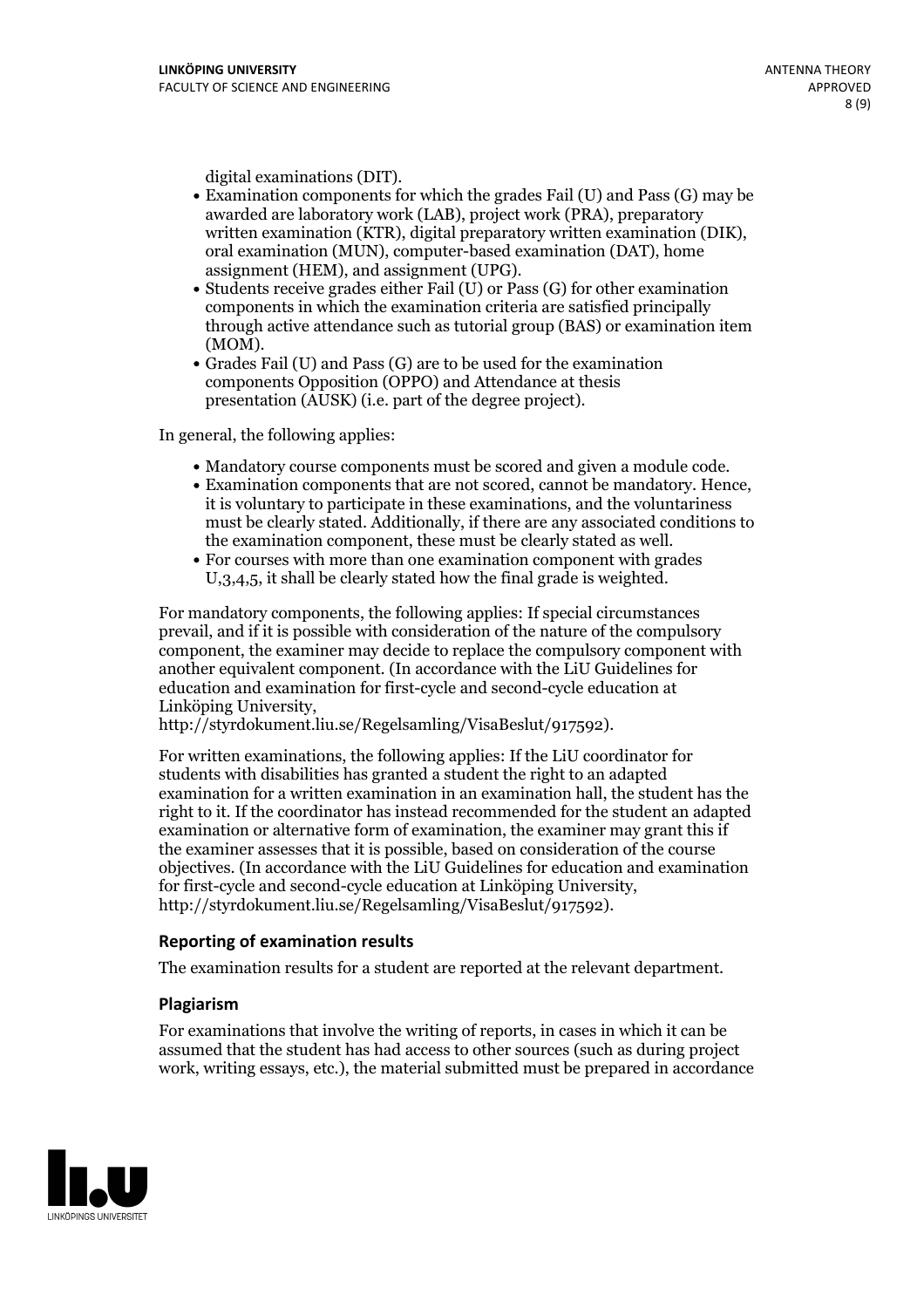digital examinations (DIT).

- Examination components for which the grades Fail (U) and Pass (G) may be awarded are laboratory work (LAB), project work (PRA), preparatory written examination (KTR), digital preparatory written examination (DIK), oral examination (MUN), computer-based examination (DAT), home assignment (HEM), and assignment (UPG).
- Students receive grades either Fail (U) or Pass (G) for other examination components in which the examination criteria are satisfied principally through active attendance such as tutorial group (BAS) or examination item (MOM).
- Grades Fail (U) and Pass (G) are to be used for the examination components Opposition (OPPO) and Attendance at thesis presentation (AUSK) (i.e. part of the degree project).

In general, the following applies:

- Mandatory course components must be scored and given a module code.
- Examination components that are not scored, cannot be mandatory. Hence, it is voluntary to participate in these examinations, and the voluntariness must be clearly stated. Additionally, if there are any associated conditions to the examination component, these must be clearly stated as well.
- For courses with more than one examination component with grades U,3,4,5, it shall be clearly stated how the final grade is weighted.

For mandatory components, the following applies: If special circumstances prevail, and if it is possible with consideration of the nature of the compulsory component, the examiner may decide to replace the compulsory component with another equivalent component. (In accordance with the LiU Guidelines for education and examination for first-cycle and second-cycle education at Linköping University, http://styrdokument.liu.se/Regelsamling/VisaBeslut/917592).

For written examinations, the following applies: If the LiU coordinator for students with disabilities has granted a student the right to an adapted examination for a written examination in an examination hall, the student has the right to it. If the coordinator has instead recommended for the student an adapted examination or alternative form of examination, the examiner may grant this if the examiner assesses that it is possible, based on consideration of the course objectives. (In accordance with the LiU Guidelines for education and examination for first-cycle and second-cycle education at Linköping University, http://styrdokument.liu.se/Regelsamling/VisaBeslut/917592).

### Reporting of examination results

The examination results for a student are reported at the relevant department.

### Plagiarism

For examinations that involve the writing of reports, in cases in which it can be assumed that the student has had access to other sources (such as during project work, writing essays, etc.), the material submitted must be prepared in accordance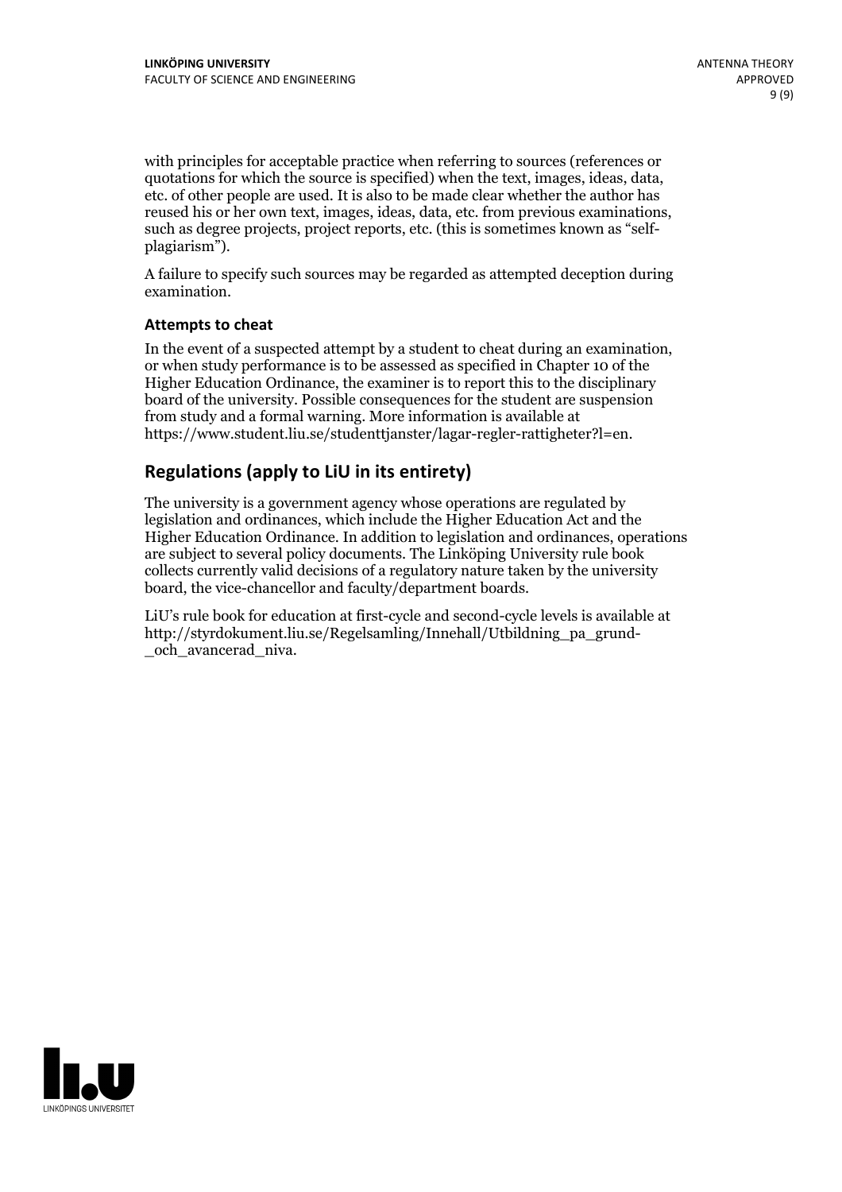with principles for acceptable practice when referring to sources (references or quotations for which the source is specified) when the text, images, ideas, data, etc. of other people are used. It is also to be made clear whether the author has reused his or her own text, images, ideas, data, etc. from previous examinations, such as degree projects, project reports, etc. (this is sometimes known as "self-plagiarism").

A failure to specify such sources may be regarded as attempted deception during examination.

### Attempts to cheat

In the event of a suspected attempt by a student to cheat during an examination, or when study performance is to be assessed as specified in Chapter 10 of the Higher Education Ordinance, the examiner is to report this to the disciplinary board of the university. Possible consequences for the student are suspension from study and a formal warning. More information is available at https://www.student.liu.se/studenttjanster/lagar-regler-rattigheter?l=en.

## Regulations (apply to LiU in its entirety)

The university is a government agency whose operations are regulated by legislation and ordinances, which include the Higher Education Act and the Higher Education Ordinance. In addition to legislation and ordinances, operations are subject to several policy documents. The Linköping University rule book collects currently valid decisions of a regulatory nature taken by the university board, the vice-chancellor and faculty/department boards.

LiU's rule book for education at first-cycle and second-cycle levels is available at http://styrdokument.liu.se/Regelsamling/Innehall/Utbildning_pa_grund-_och_avancerad_niva.